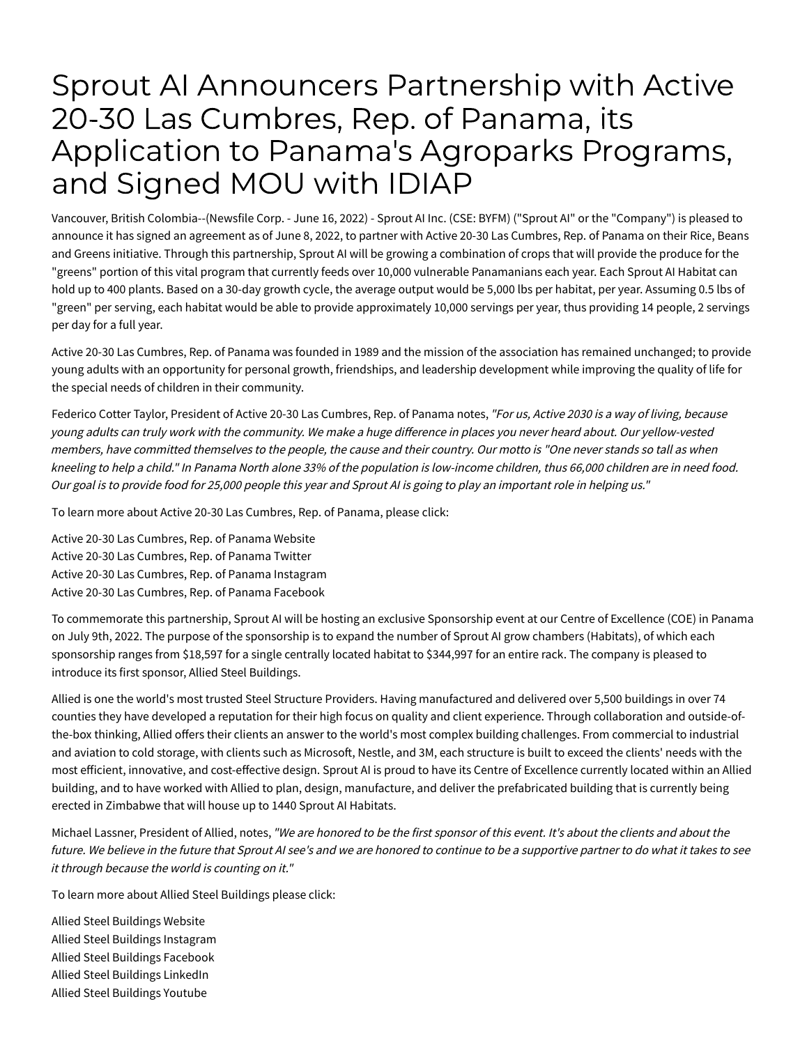# Sprout AI Announcers Partnership with Active 20-30 Las Cumbres, Rep. of Panama, its Application to Panama's Agroparks Programs, and Signed MOU with IDIAP

Vancouver, British Colombia--(Newsfile Corp. - June 16, 2022) - Sprout AI Inc. (CSE: BYFM) ("Sprout AI" or the "Company") is pleased to announce it has signed an agreement as of June 8, 2022, to partner with Active 20-30 Las Cumbres, Rep. of Panama on their Rice, Beans and Greens initiative. Through this partnership, Sprout AI will be growing a combination of crops that will provide the produce for the "greens" portion of this vital program that currently feeds over 10,000 vulnerable Panamanians each year. Each Sprout AI Habitat can hold up to 400 plants. Based on a 30-day growth cycle, the average output would be 5,000 lbs per habitat, per year. Assuming 0.5 lbs of "green" per serving, each habitat would be able to provide approximately 10,000 servings per year, thus providing 14 people, 2 servings per day for a full year.

Active 20-30 Las Cumbres, Rep. of Panama was founded in 1989 and the mission of the association has remained unchanged; to provide young adults with an opportunity for personal growth, friendships, and leadership development while improving the quality of life for the special needs of children in their community.

Federico Cotter Taylor, President of Active 20-30 Las Cumbres, Rep. of Panama notes, *"For us, Active 2030 is a way of living, because young adults can truly work with the community. We make a huge difference in places you never heard about. Our yellow-vested members, have committed themselves to the people, the cause and their country. Our motto is "One never stands so tall as when kneeling to help a child." In Panama North alone 33% of the population is low-income children, thus 66,000 children are in need food. Our goal is to provide food for 25,000 people this year and Sprout AI is going to play an important role in helping us."*

To learn more about Active 20-30 Las Cumbres, Rep. of Panama, please click:

Active 20-30 Las Cumbres, Rep. of Panama Website
Active 20-30 Las Cumbres, Rep. of Panama Twitter
Active 20-30 Las Cumbres, Rep. of Panama Instagram
Active 20-30 Las Cumbres, Rep. of Panama Facebook

To commemorate this partnership, Sprout AI will be hosting an exclusive Sponsorship event at our Centre of Excellence (COE) in Panama on July 9th, 2022. The purpose of the sponsorship is to expand the number of Sprout AI grow chambers (Habitats), of which each sponsorship ranges from $18,597 for a single centrally located habitat to $344,997 for an entire rack. The company is pleased to introduce its first sponsor, Allied Steel Buildings.

Allied is one the world's most trusted Steel Structure Providers. Having manufactured and delivered over 5,500 buildings in over 74 counties they have developed a reputation for their high focus on quality and client experience. Through collaboration and outside-of-the-box thinking, Allied offers their clients an answer to the world's most complex building challenges. From commercial to industrial and aviation to cold storage, with clients such as Microsoft, Nestle, and 3M, each structure is built to exceed the clients' needs with the most efficient, innovative, and cost-effective design. Sprout AI is proud to have its Centre of Excellence currently located within an Allied building, and to have worked with Allied to plan, design, manufacture, and deliver the prefabricated building that is currently being erected in Zimbabwe that will house up to 1440 Sprout AI Habitats.

Michael Lassner, President of Allied, notes, *"We are honored to be the first sponsor of this event. It's about the clients and about the future. We believe in the future that Sprout AI see's and we are honored to continue to be a supportive partner to do what it takes to see it through because the world is counting on it."*

To learn more about Allied Steel Buildings please click:

Allied Steel Buildings Website
Allied Steel Buildings Instagram
Allied Steel Buildings Facebook
Allied Steel Buildings LinkedIn
Allied Steel Buildings Youtube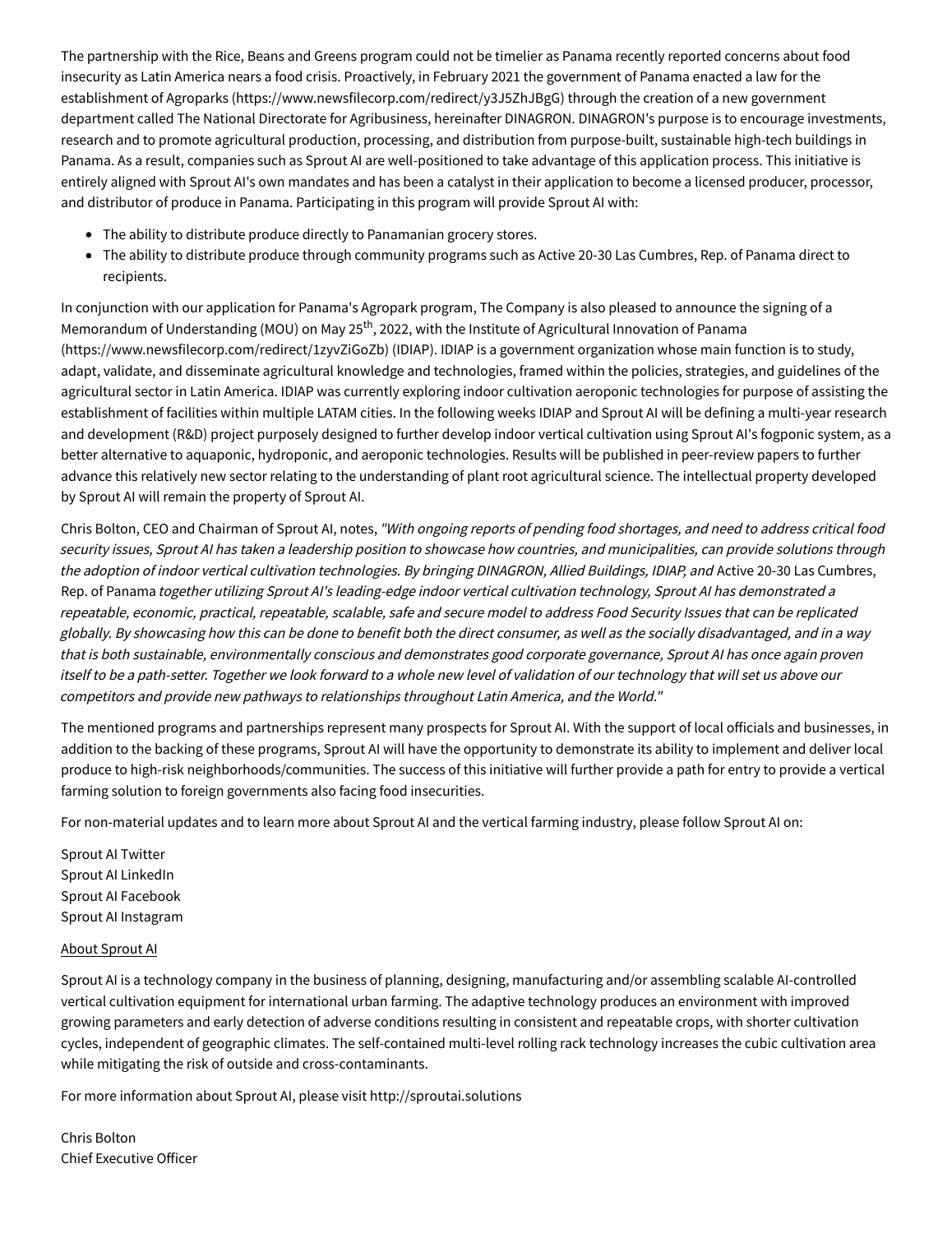The partnership with the Rice, Beans and Greens program could not be timelier as Panama recently reported concerns about food insecurity as Latin America nears a food crisis. Proactively, in February 2021 the government of Panama enacted a law for the establishment of Agroparks (https://www.newsfilecorp.com/redirect/y3J5ZhJBgG) through the creation of a new government department called The National Directorate for Agribusiness, hereinafter DINAGRON. DINAGRON's purpose is to encourage investments, research and to promote agricultural production, processing, and distribution from purpose-built, sustainable high-tech buildings in Panama. As a result, companies such as Sprout AI are well-positioned to take advantage of this application process. This initiative is entirely aligned with Sprout AI's own mandates and has been a catalyst in their application to become a licensed producer, processor, and distributor of produce in Panama. Participating in this program will provide Sprout AI with:

- The ability to distribute produce directly to Panamanian grocery stores.
- The ability to distribute produce through community programs such as Active 20-30 Las Cumbres, Rep. of Panama direct to recipients.

In conjunction with our application for Panama's Agropark program, The Company is also pleased to announce the signing of a Memorandum of Understanding (MOU) on May 25th, 2022, with the Institute of Agricultural Innovation of Panama (https://www.newsfilecorp.com/redirect/1zyvZiGoZb) (IDIAP). IDIAP is a government organization whose main function is to study, adapt, validate, and disseminate agricultural knowledge and technologies, framed within the policies, strategies, and guidelines of the agricultural sector in Latin America. IDIAP was currently exploring indoor cultivation aeroponic technologies for purpose of assisting the establishment of facilities within multiple LATAM cities. In the following weeks IDIAP and Sprout AI will be defining a multi-year research and development (R&D) project purposely designed to further develop indoor vertical cultivation using Sprout AI's fogponic system, as a better alternative to aquaponic, hydroponic, and aeroponic technologies. Results will be published in peer-review papers to further advance this relatively new sector relating to the understanding of plant root agricultural science. The intellectual property developed by Sprout AI will remain the property of Sprout AI.

Chris Bolton, CEO and Chairman of Sprout AI, notes, *"With ongoing reports of pending food shortages, and need to address critical food security issues, Sprout AI has taken a leadership position to showcase how countries, and municipalities, can provide solutions through the adoption of indoor vertical cultivation technologies. By bringing DINAGRON, Allied Buildings, IDIAP, and* Active 20-30 Las Cumbres, Rep. of Panama *together utilizing Sprout AI's leading-edge indoor vertical cultivation technology, Sprout AI has demonstrated a repeatable, economic, practical, repeatable, scalable, safe and secure model to address Food Security Issues that can be replicated globally. By showcasing how this can be done to benefit both the direct consumer, as well as the socially disadvantaged, and in a way that is both sustainable, environmentally conscious and demonstrates good corporate governance, Sprout AI has once again proven itself to be a path-setter. Together we look forward to a whole new level of validation of our technology that will set us above our competitors and provide new pathways to relationships throughout Latin America, and the World."*

The mentioned programs and partnerships represent many prospects for Sprout AI. With the support of local officials and businesses, in addition to the backing of these programs, Sprout AI will have the opportunity to demonstrate its ability to implement and deliver local produce to high-risk neighborhoods/communities. The success of this initiative will further provide a path for entry to provide a vertical farming solution to foreign governments also facing food insecurities.

For non-material updates and to learn more about Sprout AI and the vertical farming industry, please follow Sprout AI on:

Sprout AI Twitter
Sprout AI LinkedIn
Sprout AI Facebook
Sprout AI Instagram

About Sprout AI

Sprout AI is a technology company in the business of planning, designing, manufacturing and/or assembling scalable AI-controlled vertical cultivation equipment for international urban farming. The adaptive technology produces an environment with improved growing parameters and early detection of adverse conditions resulting in consistent and repeatable crops, with shorter cultivation cycles, independent of geographic climates. The self-contained multi-level rolling rack technology increases the cubic cultivation area while mitigating the risk of outside and cross-contaminants.

For more information about Sprout AI, please visit http://sproutai.solutions

Chris Bolton
Chief Executive Officer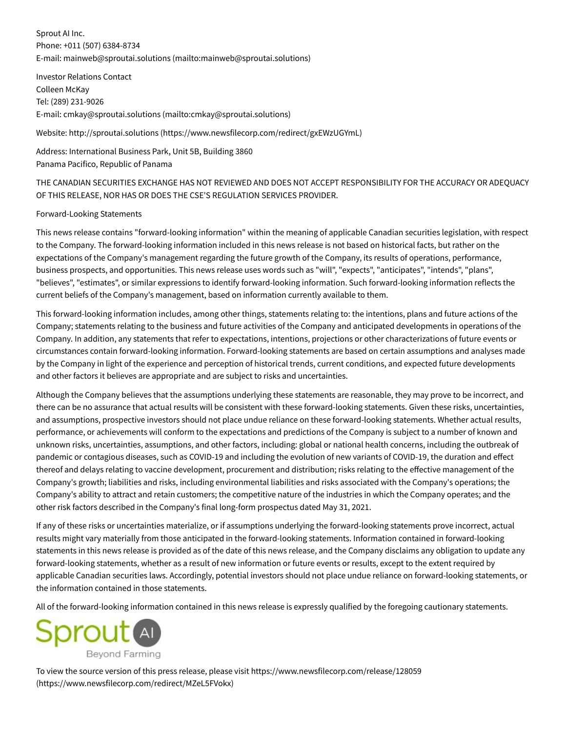Sprout AI Inc.
Phone: +011 (507) 6384-8734
E-mail: mainweb@sproutai.solutions (mailto:mainweb@sproutai.solutions)

Investor Relations Contact
Colleen McKay
Tel: (289) 231-9026
E-mail: cmkay@sproutai.solutions (mailto:cmkay@sproutai.solutions)

Website: http://sproutai.solutions (https://www.newsfilecorp.com/redirect/gxEWzUGYmL)

Address: International Business Park, Unit 5B, Building 3860
Panama Pacifico, Republic of Panama

THE CANADIAN SECURITIES EXCHANGE HAS NOT REVIEWED AND DOES NOT ACCEPT RESPONSIBILITY FOR THE ACCURACY OR ADEQUACY OF THIS RELEASE, NOR HAS OR DOES THE CSE'S REGULATION SERVICES PROVIDER.

Forward-Looking Statements

This news release contains "forward-looking information" within the meaning of applicable Canadian securities legislation, with respect to the Company. The forward-looking information included in this news release is not based on historical facts, but rather on the expectations of the Company's management regarding the future growth of the Company, its results of operations, performance, business prospects, and opportunities. This news release uses words such as "will", "expects", "anticipates", "intends", "plans", "believes", "estimates", or similar expressions to identify forward-looking information. Such forward-looking information reflects the current beliefs of the Company's management, based on information currently available to them.

This forward-looking information includes, among other things, statements relating to: the intentions, plans and future actions of the Company; statements relating to the business and future activities of the Company and anticipated developments in operations of the Company. In addition, any statements that refer to expectations, intentions, projections or other characterizations of future events or circumstances contain forward-looking information. Forward-looking statements are based on certain assumptions and analyses made by the Company in light of the experience and perception of historical trends, current conditions, and expected future developments and other factors it believes are appropriate and are subject to risks and uncertainties.

Although the Company believes that the assumptions underlying these statements are reasonable, they may prove to be incorrect, and there can be no assurance that actual results will be consistent with these forward-looking statements. Given these risks, uncertainties, and assumptions, prospective investors should not place undue reliance on these forward-looking statements. Whether actual results, performance, or achievements will conform to the expectations and predictions of the Company is subject to a number of known and unknown risks, uncertainties, assumptions, and other factors, including: global or national health concerns, including the outbreak of pandemic or contagious diseases, such as COVID-19 and including the evolution of new variants of COVID-19, the duration and effect thereof and delays relating to vaccine development, procurement and distribution; risks relating to the effective management of the Company's growth; liabilities and risks, including environmental liabilities and risks associated with the Company's operations; the Company's ability to attract and retain customers; the competitive nature of the industries in which the Company operates; and the other risk factors described in the Company's final long-form prospectus dated May 31, 2021.

If any of these risks or uncertainties materialize, or if assumptions underlying the forward-looking statements prove incorrect, actual results might vary materially from those anticipated in the forward-looking statements. Information contained in forward-looking statements in this news release is provided as of the date of this news release, and the Company disclaims any obligation to update any forward-looking statements, whether as a result of new information or future events or results, except to the extent required by applicable Canadian securities laws. Accordingly, potential investors should not place undue reliance on forward-looking statements, or the information contained in those statements.

All of the forward-looking information contained in this news release is expressly qualified by the foregoing cautionary statements.

Sprout AI
Beyond Farming

To view the source version of this press release, please visit https://www.newsfilecorp.com/release/128059 (https://www.newsfilecorp.com/redirect/MZeL5FVokx)